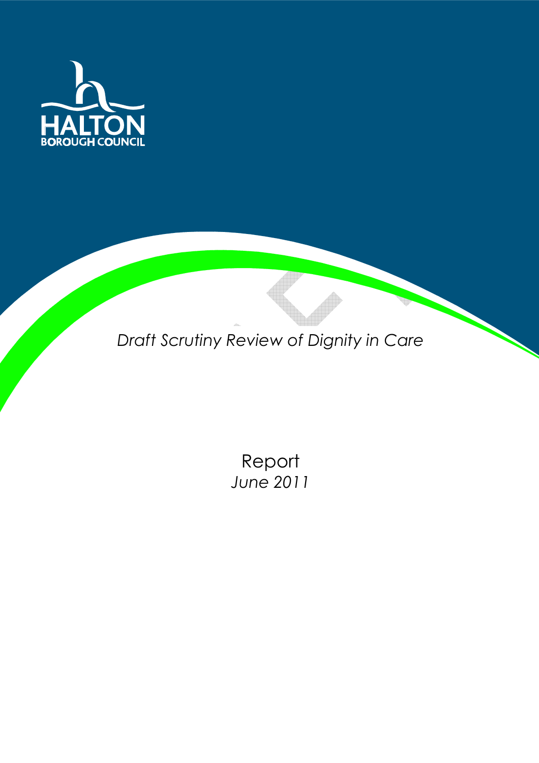HALTON
BOROUGH COUNCIL

# *Draft Scrutiny Review of Dignity in Care*

Report
*June 2011*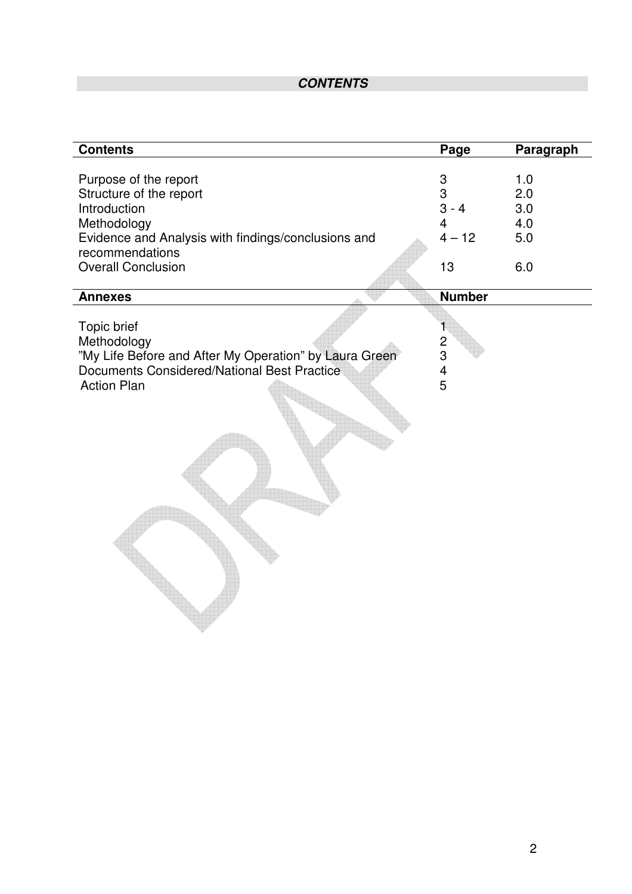# ***CONTENTS***

| Contents | Page | Paragraph |
|---|---|---|
| Purpose of the report | 3 | 1.0 |
| Structure of the report | 3 | 2.0 |
| Introduction | 3 - 4 | 3.0 |
| Methodology | 4 | 4.0 |
| Evidence and Analysis with findings/conclusions and recommendations | 4 – 12 | 5.0 |
| Overall Conclusion | 13 | 6.0 |

| Annexes | Number |
|---|---|
| Topic brief | 1 |
| Methodology | 2 |
| "My Life Before and After My Operation" by Laura Green | 3 |
| Documents Considered/National Best Practice | 4 |
| Action Plan | 5 |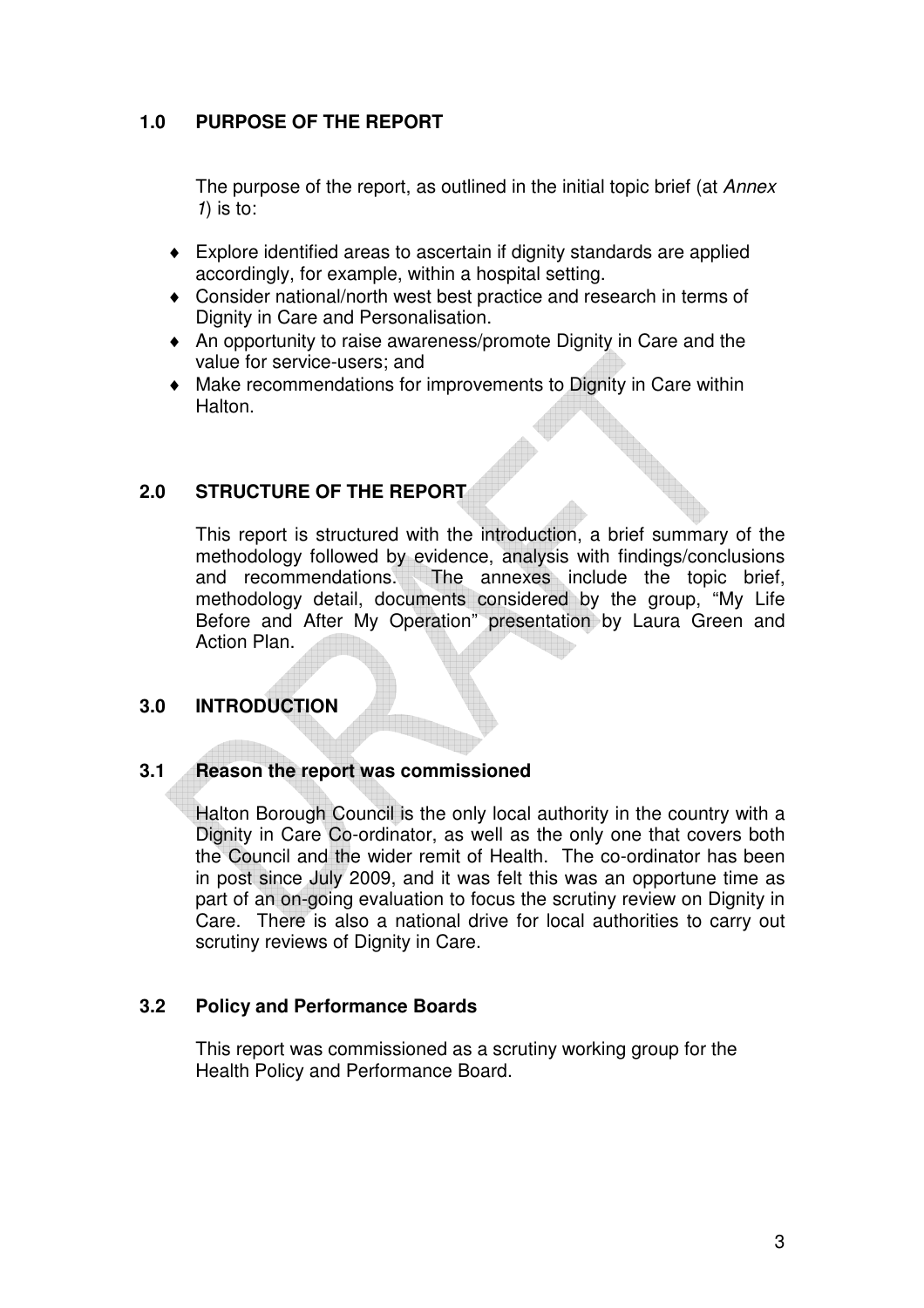## 1.0 PURPOSE OF THE REPORT

The purpose of the report, as outlined in the initial topic brief (at *Annex 1*) is to:

- Explore identified areas to ascertain if dignity standards are applied accordingly, for example, within a hospital setting.
- Consider national/north west best practice and research in terms of Dignity in Care and Personalisation.
- An opportunity to raise awareness/promote Dignity in Care and the value for service-users; and
- Make recommendations for improvements to Dignity in Care within Halton.

## 2.0 STRUCTURE OF THE REPORT

This report is structured with the introduction, a brief summary of the methodology followed by evidence, analysis with findings/conclusions and recommendations. The annexes include the topic brief, methodology detail, documents considered by the group, "My Life Before and After My Operation" presentation by Laura Green and Action Plan.

## 3.0 INTRODUCTION

### 3.1 Reason the report was commissioned

Halton Borough Council is the only local authority in the country with a Dignity in Care Co-ordinator, as well as the only one that covers both the Council and the wider remit of Health. The co-ordinator has been in post since July 2009, and it was felt this was an opportune time as part of an on-going evaluation to focus the scrutiny review on Dignity in Care. There is also a national drive for local authorities to carry out scrutiny reviews of Dignity in Care.

### 3.2 Policy and Performance Boards

This report was commissioned as a scrutiny working group for the Health Policy and Performance Board.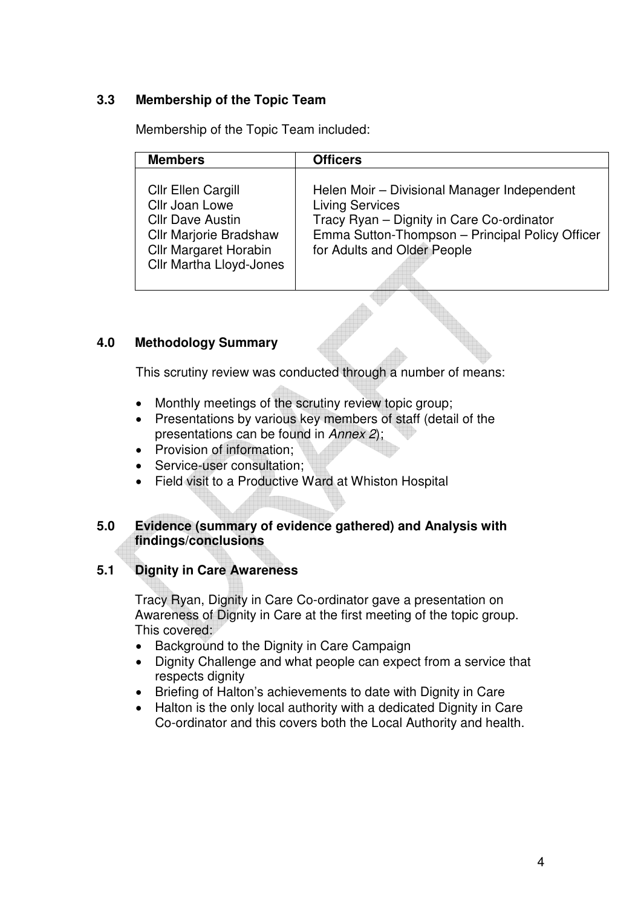### 3.3 Membership of the Topic Team

Membership of the Topic Team included:

| Members | Officers |
|---|---|
| Cllr Ellen Cargill<br>Cllr Joan Lowe<br>Cllr Dave Austin<br>Cllr Marjorie Bradshaw<br>Cllr Margaret Horabin<br>Cllr Martha Lloyd-Jones | Helen Moir – Divisional Manager Independent Living Services<br>Tracy Ryan – Dignity in Care Co-ordinator<br>Emma Sutton-Thompson – Principal Policy Officer for Adults and Older People |

## 4.0 Methodology Summary

This scrutiny review was conducted through a number of means:

- Monthly meetings of the scrutiny review topic group;
- Presentations by various key members of staff (detail of the presentations can be found in *Annex 2*);
- Provision of information;
- Service-user consultation;
- Field visit to a Productive Ward at Whiston Hospital

## 5.0 Evidence (summary of evidence gathered) and Analysis with findings/conclusions

### 5.1 Dignity in Care Awareness

Tracy Ryan, Dignity in Care Co-ordinator gave a presentation on Awareness of Dignity in Care at the first meeting of the topic group. This covered:

- Background to the Dignity in Care Campaign
- Dignity Challenge and what people can expect from a service that respects dignity
- Briefing of Halton's achievements to date with Dignity in Care
- Halton is the only local authority with a dedicated Dignity in Care Co-ordinator and this covers both the Local Authority and health.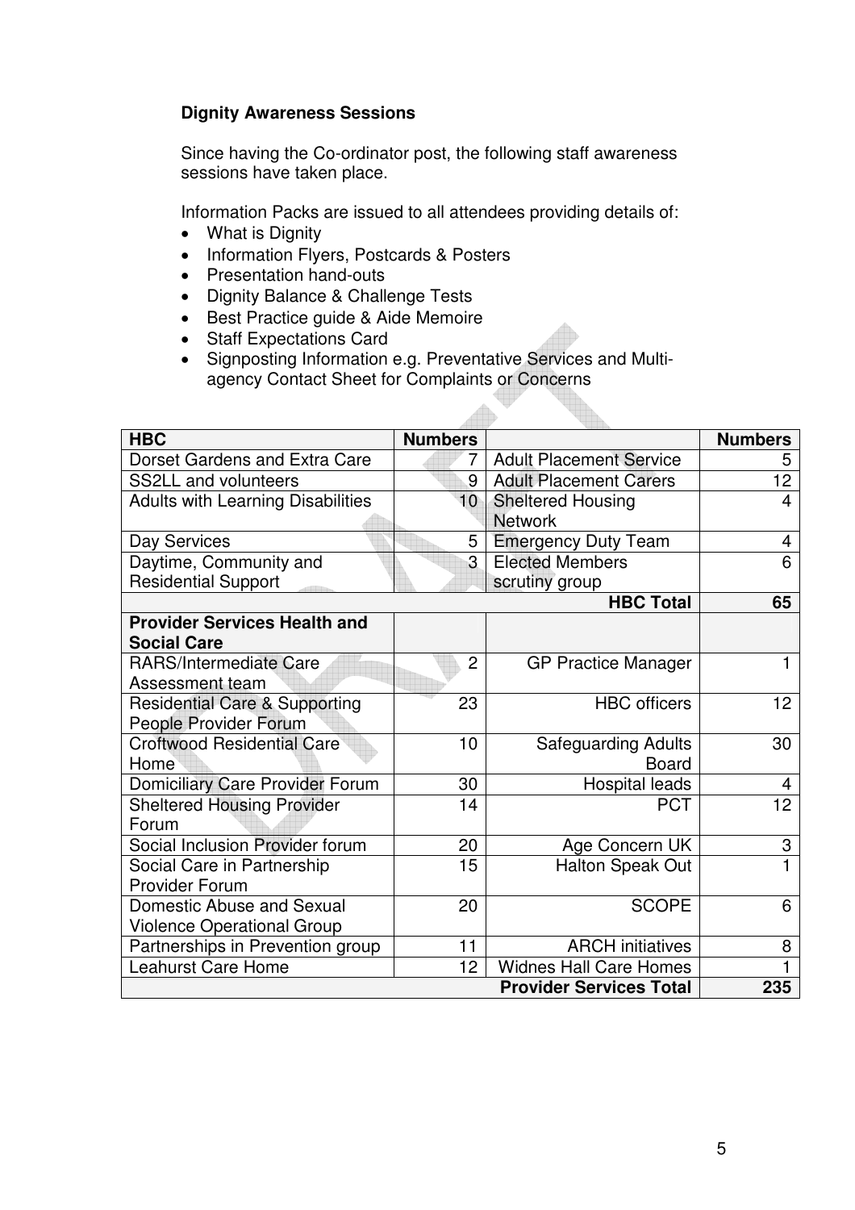**Dignity Awareness Sessions**

Since having the Co-ordinator post, the following staff awareness sessions have taken place.

Information Packs are issued to all attendees providing details of:

- What is Dignity
- Information Flyers, Postcards & Posters
- Presentation hand-outs
- Dignity Balance & Challenge Tests
- Best Practice guide & Aide Memoire
- Staff Expectations Card
- Signposting Information e.g. Preventative Services and Multi-agency Contact Sheet for Complaints or Concerns

| HBC | Numbers | | Numbers |
|---|---|---|---|
| Dorset Gardens and Extra Care | 7 | Adult Placement Service | 5 |
| SS2LL and volunteers | 9 | Adult Placement Carers | 12 |
| Adults with Learning Disabilities | 10 | Sheltered Housing Network | 4 |
| Day Services | 5 | Emergency Duty Team | 4 |
| Daytime, Community and Residential Support | 3 | Elected Members scrutiny group | 6 |
| | | **HBC Total** | **65** |
| **Provider Services Health and Social Care** | | | |
| RARS/Intermediate Care Assessment team | 2 | GP Practice Manager | 1 |
| Residential Care & Supporting People Provider Forum | 23 | HBC officers | 12 |
| Croftwood Residential Care Home | 10 | Safeguarding Adults Board | 30 |
| Domiciliary Care Provider Forum | 30 | Hospital leads | 4 |
| Sheltered Housing Provider Forum | 14 | PCT | 12 |
| Social Inclusion Provider forum | 20 | Age Concern UK | 3 |
| Social Care in Partnership Provider Forum | 15 | Halton Speak Out | 1 |
| Domestic Abuse and Sexual Violence Operational Group | 20 | SCOPE | 6 |
| Partnerships in Prevention group | 11 | ARCH initiatives | 8 |
| Leahurst Care Home | 12 | Widnes Hall Care Homes | 1 |
| | | **Provider Services Total** | **235** |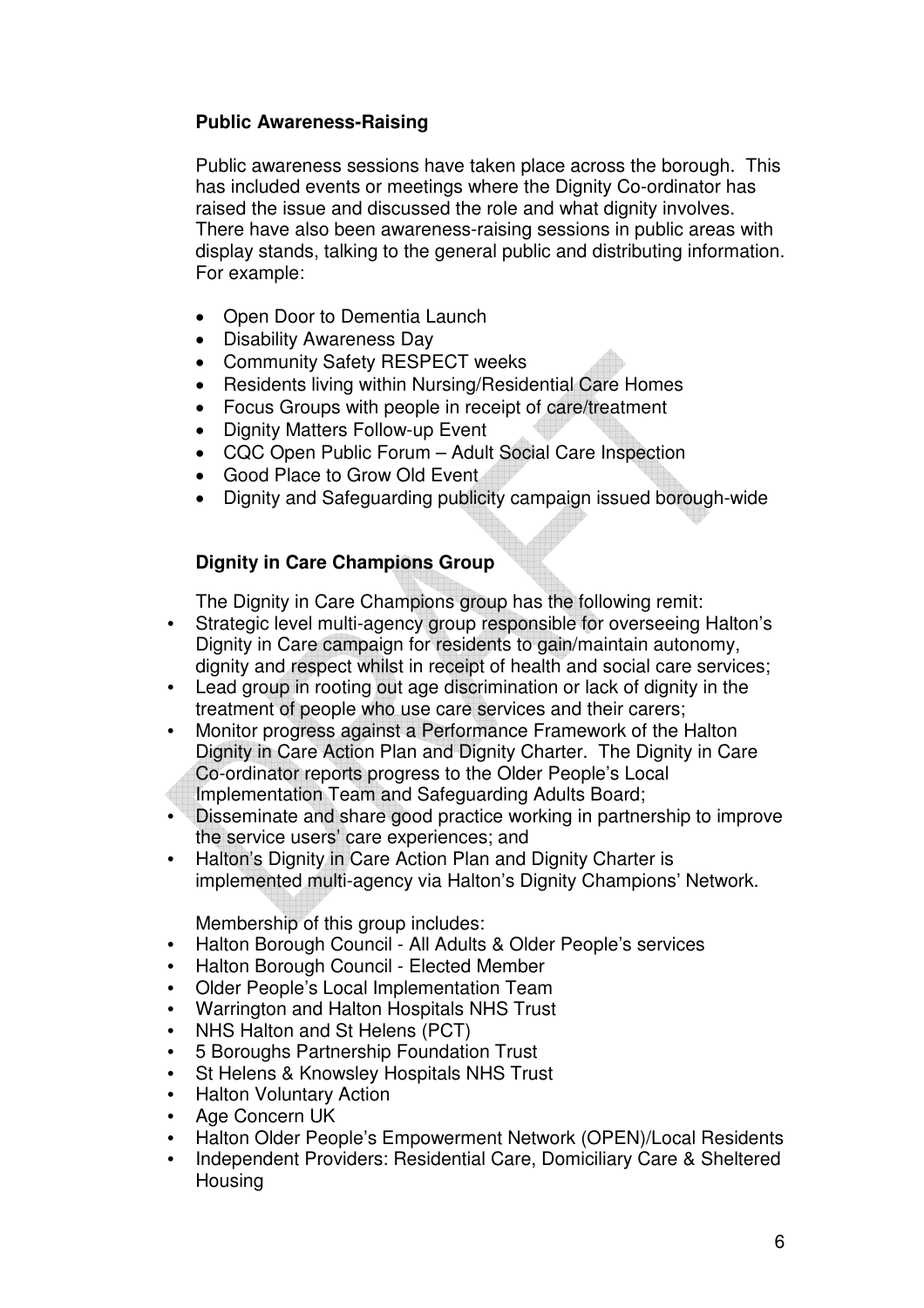**Public Awareness-Raising**

Public awareness sessions have taken place across the borough. This has included events or meetings where the Dignity Co-ordinator has raised the issue and discussed the role and what dignity involves. There have also been awareness-raising sessions in public areas with display stands, talking to the general public and distributing information. For example:

- Open Door to Dementia Launch
- Disability Awareness Day
- Community Safety RESPECT weeks
- Residents living within Nursing/Residential Care Homes
- Focus Groups with people in receipt of care/treatment
- Dignity Matters Follow-up Event
- CQC Open Public Forum – Adult Social Care Inspection
- Good Place to Grow Old Event
- Dignity and Safeguarding publicity campaign issued borough-wide

**Dignity in Care Champions Group**

The Dignity in Care Champions group has the following remit:

- Strategic level multi-agency group responsible for overseeing Halton's Dignity in Care campaign for residents to gain/maintain autonomy, dignity and respect whilst in receipt of health and social care services;
- Lead group in rooting out age discrimination or lack of dignity in the treatment of people who use care services and their carers;
- Monitor progress against a Performance Framework of the Halton Dignity in Care Action Plan and Dignity Charter. The Dignity in Care Co-ordinator reports progress to the Older People's Local Implementation Team and Safeguarding Adults Board;
- Disseminate and share good practice working in partnership to improve the service users' care experiences; and
- Halton's Dignity in Care Action Plan and Dignity Charter is implemented multi-agency via Halton's Dignity Champions' Network.

Membership of this group includes:

- Halton Borough Council - All Adults & Older People's services
- Halton Borough Council - Elected Member
- Older People's Local Implementation Team
- Warrington and Halton Hospitals NHS Trust
- NHS Halton and St Helens (PCT)
- 5 Boroughs Partnership Foundation Trust
- St Helens & Knowsley Hospitals NHS Trust
- Halton Voluntary Action
- Age Concern UK
- Halton Older People's Empowerment Network (OPEN)/Local Residents
- Independent Providers: Residential Care, Domiciliary Care & Sheltered Housing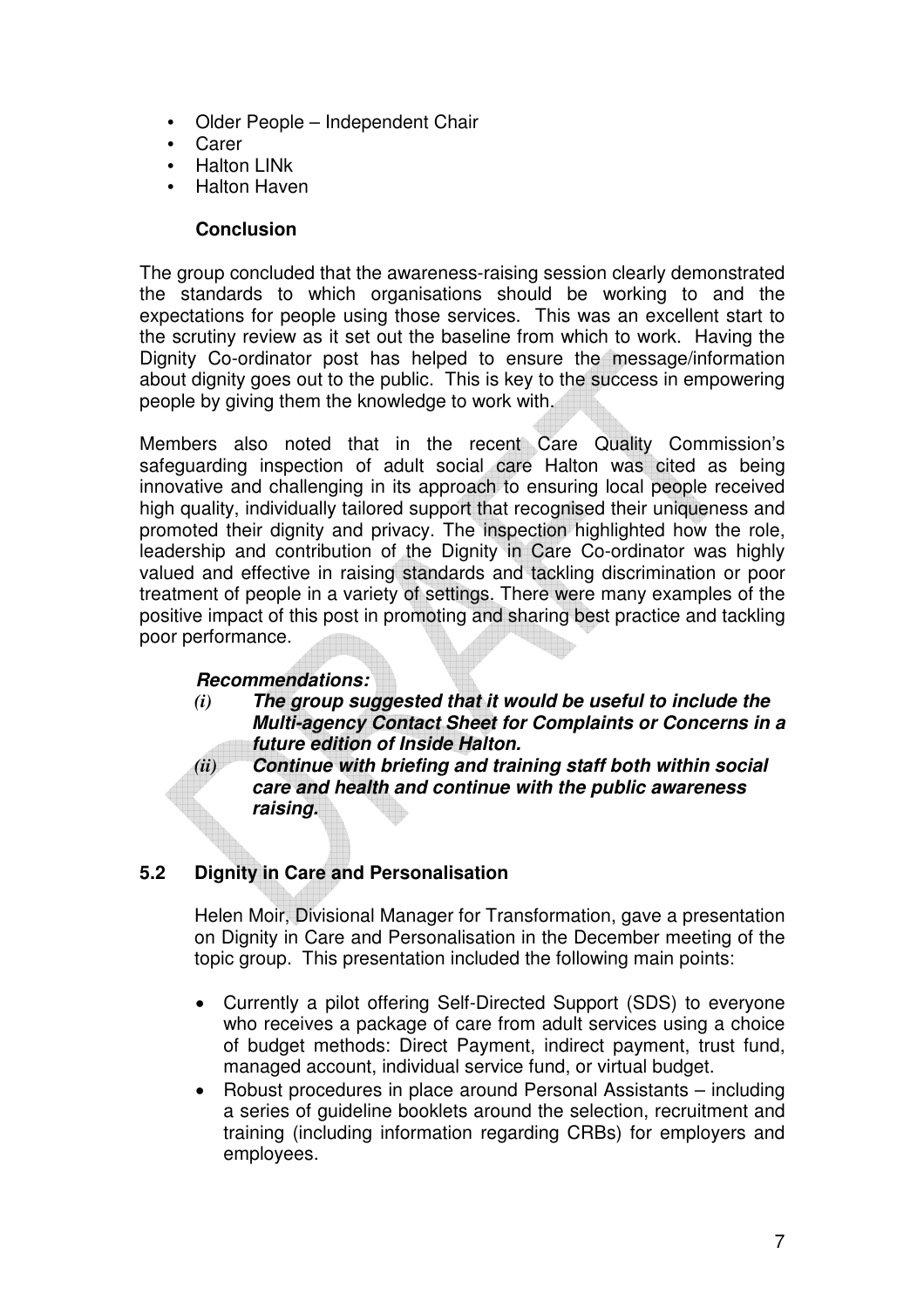- Older People – Independent Chair
- Carer
- Halton LINk
- Halton Haven

**Conclusion**

The group concluded that the awareness-raising session clearly demonstrated the standards to which organisations should be working to and the expectations for people using those services. This was an excellent start to the scrutiny review as it set out the baseline from which to work. Having the Dignity Co-ordinator post has helped to ensure the message/information about dignity goes out to the public. This is key to the success in empowering people by giving them the knowledge to work with.

Members also noted that in the recent Care Quality Commission's safeguarding inspection of adult social care Halton was cited as being innovative and challenging in its approach to ensuring local people received high quality, individually tailored support that recognised their uniqueness and promoted their dignity and privacy. The inspection highlighted how the role, leadership and contribution of the Dignity in Care Co-ordinator was highly valued and effective in raising standards and tackling discrimination or poor treatment of people in a variety of settings. There were many examples of the positive impact of this post in promoting and sharing best practice and tackling poor performance.

***Recommendations:***

***(i) The group suggested that it would be useful to include the Multi-agency Contact Sheet for Complaints or Concerns in a future edition of Inside Halton.***

***(ii) Continue with briefing and training staff both within social care and health and continue with the public awareness raising.***

## 5.2 Dignity in Care and Personalisation

Helen Moir, Divisional Manager for Transformation, gave a presentation on Dignity in Care and Personalisation in the December meeting of the topic group. This presentation included the following main points:

- Currently a pilot offering Self-Directed Support (SDS) to everyone who receives a package of care from adult services using a choice of budget methods: Direct Payment, indirect payment, trust fund, managed account, individual service fund, or virtual budget.
- Robust procedures in place around Personal Assistants – including a series of guideline booklets around the selection, recruitment and training (including information regarding CRBs) for employers and employees.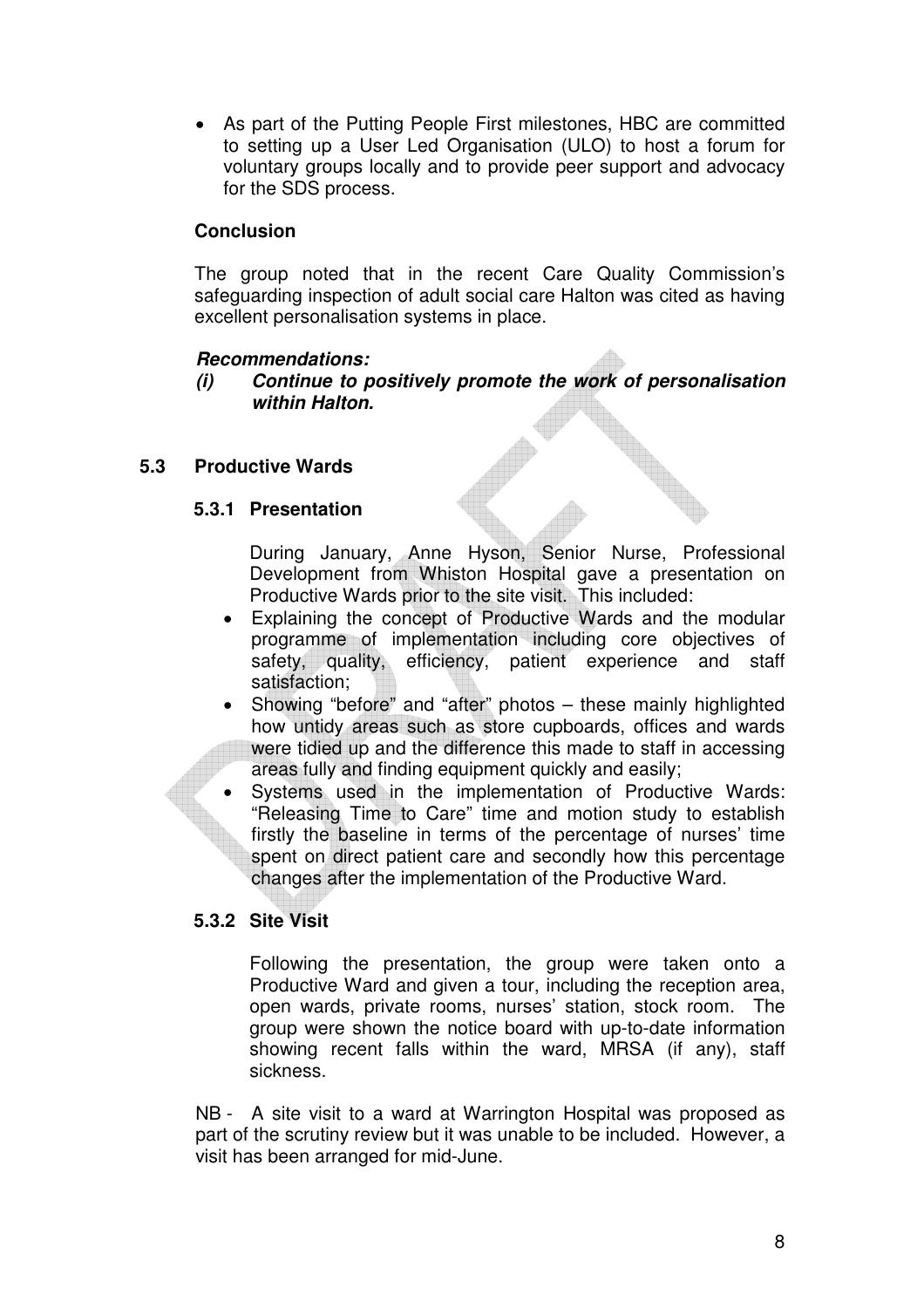- As part of the Putting People First milestones, HBC are committed to setting up a User Led Organisation (ULO) to host a forum for voluntary groups locally and to provide peer support and advocacy for the SDS process.

**Conclusion**

The group noted that in the recent Care Quality Commission's safeguarding inspection of adult social care Halton was cited as having excellent personalisation systems in place.

***Recommendations:***

***(i) Continue to positively promote the work of personalisation within Halton.***

### 5.3 Productive Wards

#### 5.3.1 Presentation

During January, Anne Hyson, Senior Nurse, Professional Development from Whiston Hospital gave a presentation on Productive Wards prior to the site visit. This included:

- Explaining the concept of Productive Wards and the modular programme of implementation including core objectives of safety, quality, efficiency, patient experience and staff satisfaction;
- Showing "before" and "after" photos – these mainly highlighted how untidy areas such as store cupboards, offices and wards were tidied up and the difference this made to staff in accessing areas fully and finding equipment quickly and easily;
- Systems used in the implementation of Productive Wards: "Releasing Time to Care" time and motion study to establish firstly the baseline in terms of the percentage of nurses' time spent on direct patient care and secondly how this percentage changes after the implementation of the Productive Ward.

#### 5.3.2 Site Visit

Following the presentation, the group were taken onto a Productive Ward and given a tour, including the reception area, open wards, private rooms, nurses' station, stock room. The group were shown the notice board with up-to-date information showing recent falls within the ward, MRSA (if any), staff sickness.

NB - A site visit to a ward at Warrington Hospital was proposed as part of the scrutiny review but it was unable to be included. However, a visit has been arranged for mid-June.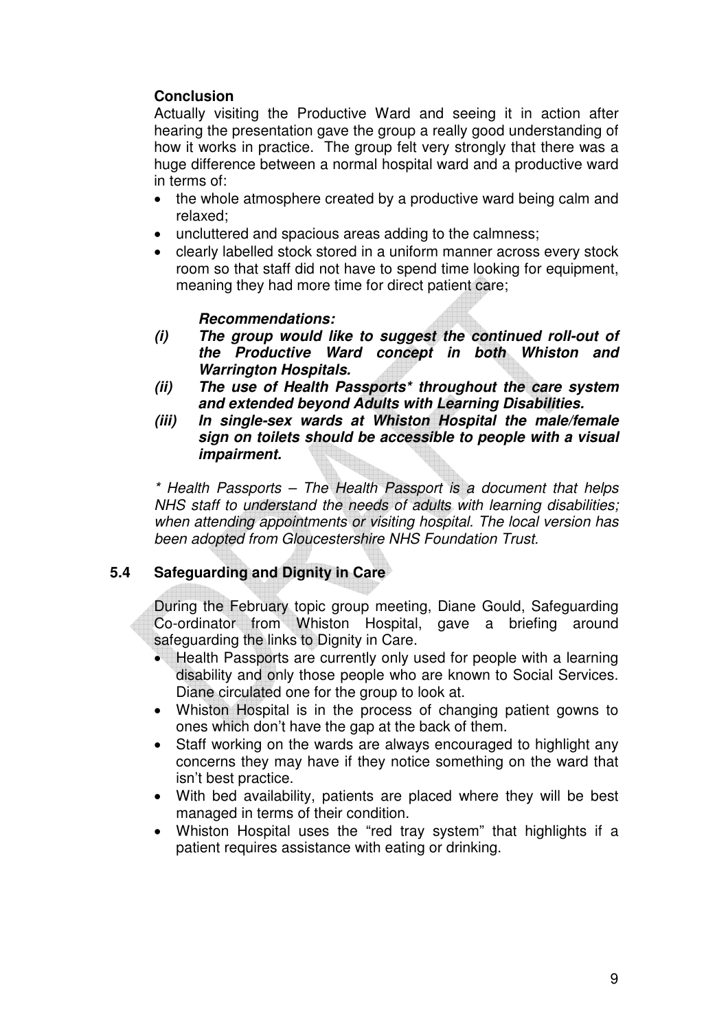**Conclusion**

Actually visiting the Productive Ward and seeing it in action after hearing the presentation gave the group a really good understanding of how it works in practice. The group felt very strongly that there was a huge difference between a normal hospital ward and a productive ward in terms of:

- the whole atmosphere created by a productive ward being calm and relaxed;
- uncluttered and spacious areas adding to the calmness;
- clearly labelled stock stored in a uniform manner across every stock room so that staff did not have to spend time looking for equipment, meaning they had more time for direct patient care;

***Recommendations:***

***(i) The group would like to suggest the continued roll-out of the Productive Ward concept in both Whiston and Warrington Hospitals.***

***(ii) The use of Health Passports\* throughout the care system and extended beyond Adults with Learning Disabilities.***

***(iii) In single-sex wards at Whiston Hospital the male/female sign on toilets should be accessible to people with a visual impairment.***

*\* Health Passports – The Health Passport is a document that helps NHS staff to understand the needs of adults with learning disabilities; when attending appointments or visiting hospital. The local version has been adopted from Gloucestershire NHS Foundation Trust.*

## 5.4 Safeguarding and Dignity in Care

During the February topic group meeting, Diane Gould, Safeguarding Co-ordinator from Whiston Hospital, gave a briefing around safeguarding the links to Dignity in Care.

- Health Passports are currently only used for people with a learning disability and only those people who are known to Social Services. Diane circulated one for the group to look at.
- Whiston Hospital is in the process of changing patient gowns to ones which don't have the gap at the back of them.
- Staff working on the wards are always encouraged to highlight any concerns they may have if they notice something on the ward that isn't best practice.
- With bed availability, patients are placed where they will be best managed in terms of their condition.
- Whiston Hospital uses the "red tray system" that highlights if a patient requires assistance with eating or drinking.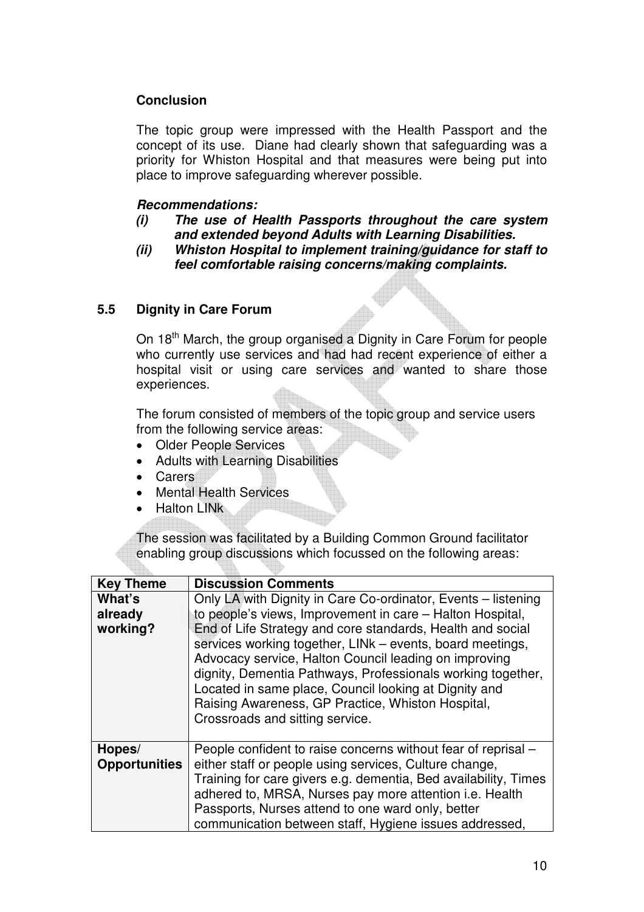**Conclusion**

The topic group were impressed with the Health Passport and the concept of its use. Diane had clearly shown that safeguarding was a priority for Whiston Hospital and that measures were being put into place to improve safeguarding wherever possible.

***Recommendations:***

***(i) The use of Health Passports throughout the care system and extended beyond Adults with Learning Disabilities.***

***(ii) Whiston Hospital to implement training/guidance for staff to feel comfortable raising concerns/making complaints.***

## 5.5 Dignity in Care Forum

On 18th March, the group organised a Dignity in Care Forum for people who currently use services and had had recent experience of either a hospital visit or using care services and wanted to share those experiences.

The forum consisted of members of the topic group and service users from the following service areas:

- Older People Services
- Adults with Learning Disabilities
- Carers
- Mental Health Services
- Halton LINk

The session was facilitated by a Building Common Ground facilitator enabling group discussions which focussed on the following areas:

| Key Theme | Discussion Comments |
|---|---|
| **What's already working?** | Only LA with Dignity in Care Co-ordinator, Events – listening to people's views, Improvement in care – Halton Hospital, End of Life Strategy and core standards, Health and social services working together, LINk – events, board meetings, Advocacy service, Halton Council leading on improving dignity, Dementia Pathways, Professionals working together, Located in same place, Council looking at Dignity and Raising Awareness, GP Practice, Whiston Hospital, Crossroads and sitting service. |
| **Hopes/ Opportunities** | People confident to raise concerns without fear of reprisal – either staff or people using services, Culture change, Training for care givers e.g. dementia, Bed availability, Times adhered to, MRSA, Nurses pay more attention i.e. Health Passports, Nurses attend to one ward only, better communication between staff, Hygiene issues addressed, |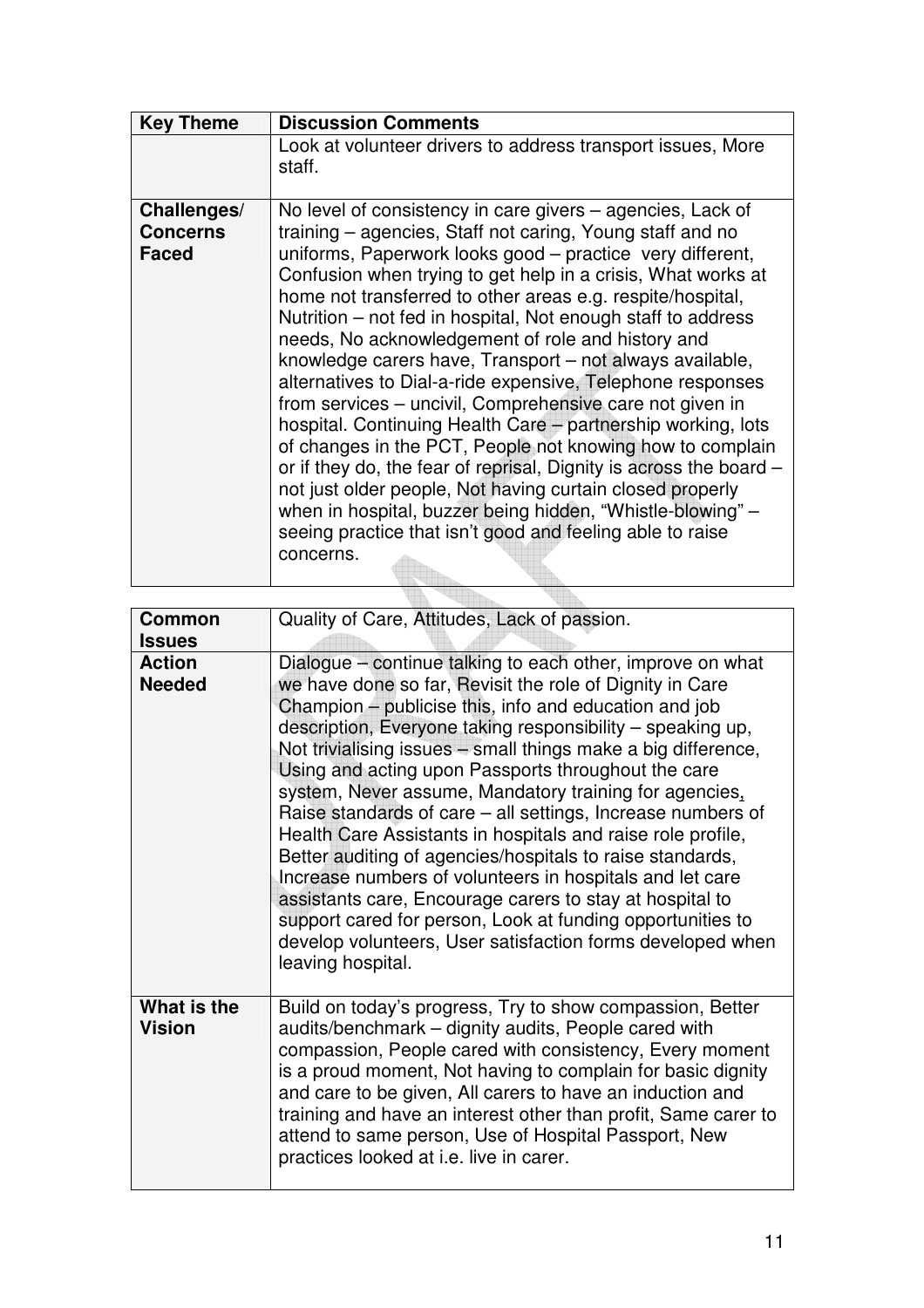| Key Theme | Discussion Comments |
|---|---|
| | Look at volunteer drivers to address transport issues, More staff. |
| **Challenges/ Concerns Faced** | No level of consistency in care givers – agencies, Lack of training – agencies, Staff not caring, Young staff and no uniforms, Paperwork looks good – practice very different, Confusion when trying to get help in a crisis, What works at home not transferred to other areas e.g. respite/hospital, Nutrition – not fed in hospital, Not enough staff to address needs, No acknowledgement of role and history and knowledge carers have, Transport – not always available, alternatives to Dial-a-ride expensive, Telephone responses from services – uncivil, Comprehensive care not given in hospital. Continuing Health Care – partnership working, lots of changes in the PCT, People not knowing how to complain or if they do, the fear of reprisal, Dignity is across the board – not just older people, Not having curtain closed properly when in hospital, buzzer being hidden, "Whistle-blowing" – seeing practice that isn't good and feeling able to raise concerns. |

| | |
|---|---|
| **Common Issues** | Quality of Care, Attitudes, Lack of passion. |
| **Action Needed** | Dialogue – continue talking to each other, improve on what we have done so far, Revisit the role of Dignity in Care Champion – publicise this, info and education and job description, Everyone taking responsibility – speaking up, Not trivialising issues – small things make a big difference, Using and acting upon Passports throughout the care system, Never assume, Mandatory training for agencies, Raise standards of care – all settings, Increase numbers of Health Care Assistants in hospitals and raise role profile, Better auditing of agencies/hospitals to raise standards, Increase numbers of volunteers in hospitals and let care assistants care, Encourage carers to stay at hospital to support cared for person, Look at funding opportunities to develop volunteers, User satisfaction forms developed when leaving hospital. |
| **What is the Vision** | Build on today's progress, Try to show compassion, Better audits/benchmark – dignity audits, People cared with compassion, People cared with consistency, Every moment is a proud moment, Not having to complain for basic dignity and care to be given, All carers to have an induction and training and have an interest other than profit, Same carer to attend to same person, Use of Hospital Passport, New practices looked at i.e. live in carer. |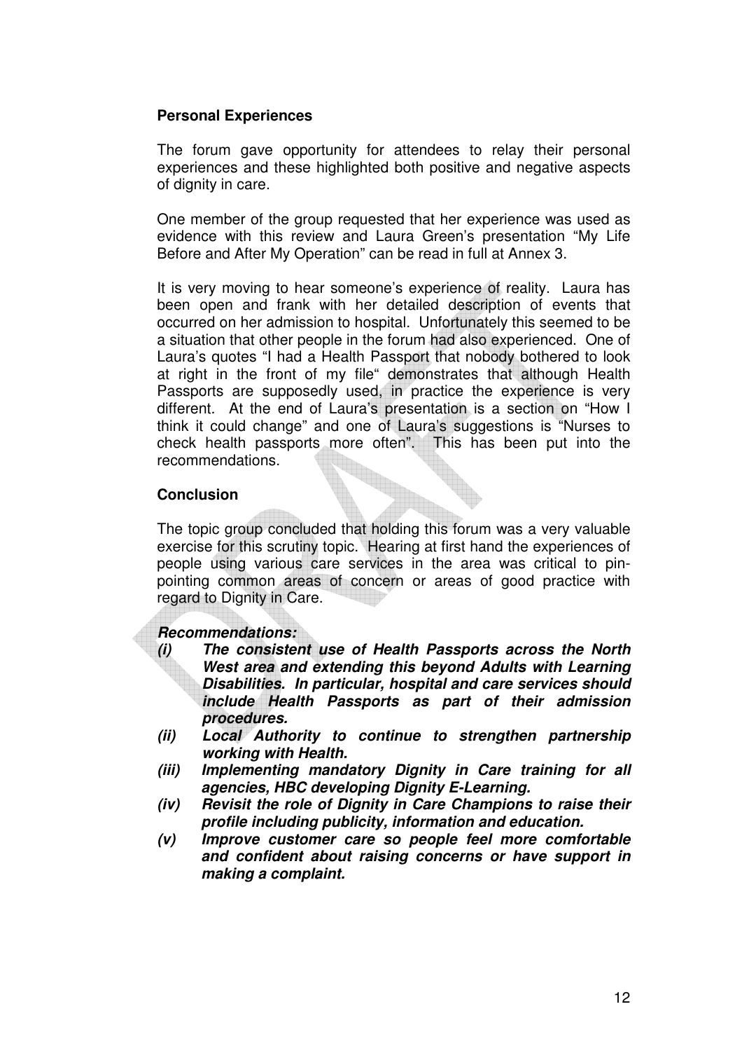**Personal Experiences**

The forum gave opportunity for attendees to relay their personal experiences and these highlighted both positive and negative aspects of dignity in care.

One member of the group requested that her experience was used as evidence with this review and Laura Green's presentation "My Life Before and After My Operation" can be read in full at Annex 3.

It is very moving to hear someone's experience of reality. Laura has been open and frank with her detailed description of events that occurred on her admission to hospital. Unfortunately this seemed to be a situation that other people in the forum had also experienced. One of Laura's quotes "I had a Health Passport that nobody bothered to look at right in the front of my file" demonstrates that although Health Passports are supposedly used, in practice the experience is very different. At the end of Laura's presentation is a section on "How I think it could change" and one of Laura's suggestions is "Nurses to check health passports more often". This has been put into the recommendations.

**Conclusion**

The topic group concluded that holding this forum was a very valuable exercise for this scrutiny topic. Hearing at first hand the experiences of people using various care services in the area was critical to pin-pointing common areas of concern or areas of good practice with regard to Dignity in Care.

***Recommendations:***

***(i) The consistent use of Health Passports across the North West area and extending this beyond Adults with Learning Disabilities. In particular, hospital and care services should include Health Passports as part of their admission procedures.***

***(ii) Local Authority to continue to strengthen partnership working with Health.***

***(iii) Implementing mandatory Dignity in Care training for all agencies, HBC developing Dignity E-Learning.***

***(iv) Revisit the role of Dignity in Care Champions to raise their profile including publicity, information and education.***

***(v) Improve customer care so people feel more comfortable and confident about raising concerns or have support in making a complaint.***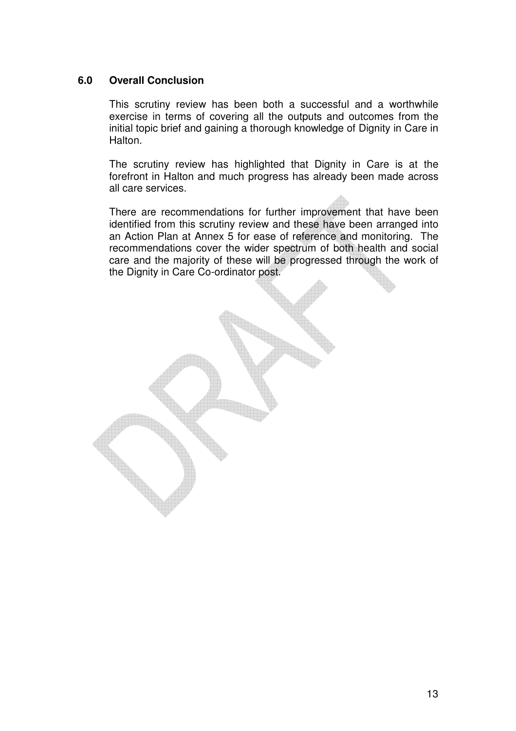## 6.0 Overall Conclusion

This scrutiny review has been both a successful and a worthwhile exercise in terms of covering all the outputs and outcomes from the initial topic brief and gaining a thorough knowledge of Dignity in Care in Halton.

The scrutiny review has highlighted that Dignity in Care is at the forefront in Halton and much progress has already been made across all care services.

There are recommendations for further improvement that have been identified from this scrutiny review and these have been arranged into an Action Plan at Annex 5 for ease of reference and monitoring. The recommendations cover the wider spectrum of both health and social care and the majority of these will be progressed through the work of the Dignity in Care Co-ordinator post.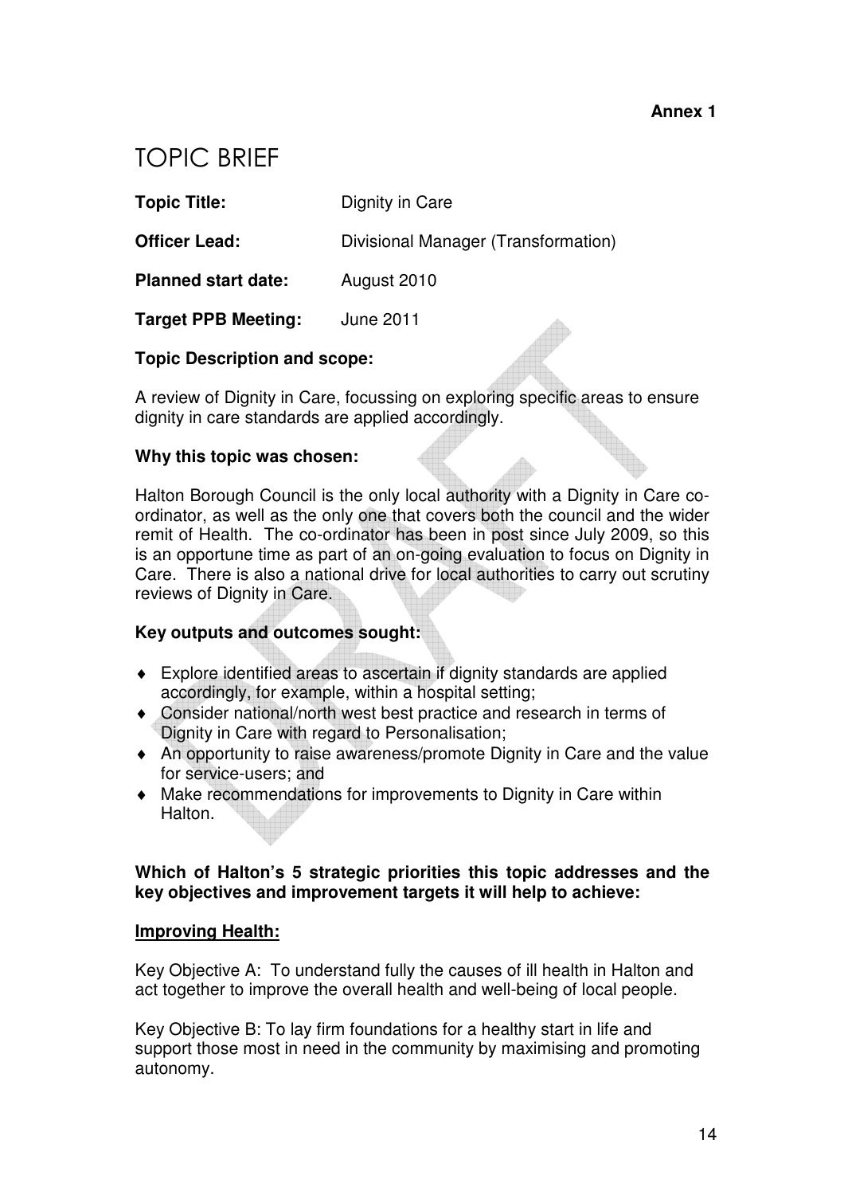**Annex 1**

# TOPIC BRIEF

**Topic Title:** Dignity in Care

**Officer Lead:** Divisional Manager (Transformation)

**Planned start date:** August 2010

**Target PPB Meeting:** June 2011

**Topic Description and scope:**

A review of Dignity in Care, focussing on exploring specific areas to ensure dignity in care standards are applied accordingly.

**Why this topic was chosen:**

Halton Borough Council is the only local authority with a Dignity in Care co-ordinator, as well as the only one that covers both the council and the wider remit of Health. The co-ordinator has been in post since July 2009, so this is an opportune time as part of an on-going evaluation to focus on Dignity in Care. There is also a national drive for local authorities to carry out scrutiny reviews of Dignity in Care.

**Key outputs and outcomes sought:**

- Explore identified areas to ascertain if dignity standards are applied accordingly, for example, within a hospital setting;
- Consider national/north west best practice and research in terms of Dignity in Care with regard to Personalisation;
- An opportunity to raise awareness/promote Dignity in Care and the value for service-users; and
- Make recommendations for improvements to Dignity in Care within Halton.

**Which of Halton's 5 strategic priorities this topic addresses and the key objectives and improvement targets it will help to achieve:**

**Improving Health:**

Key Objective A: To understand fully the causes of ill health in Halton and act together to improve the overall health and well-being of local people.

Key Objective B: To lay firm foundations for a healthy start in life and support those most in need in the community by maximising and promoting autonomy.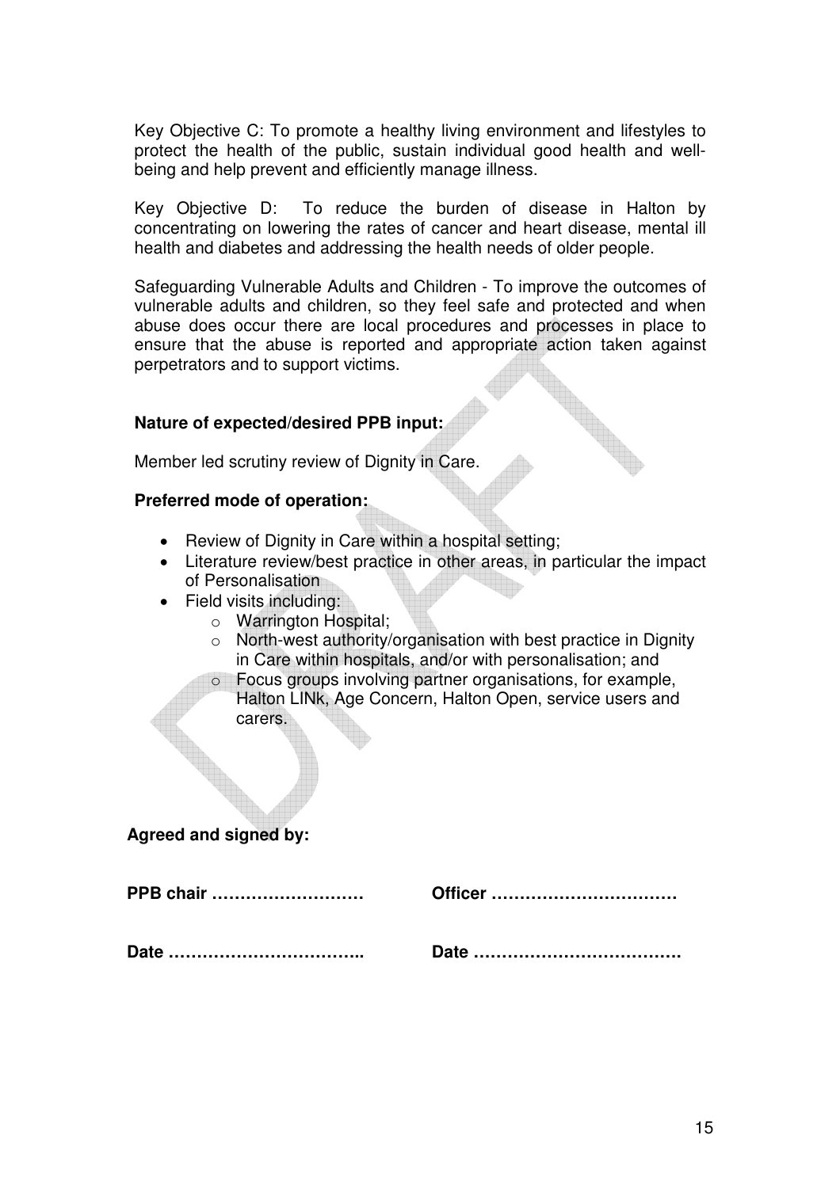Key Objective C: To promote a healthy living environment and lifestyles to protect the health of the public, sustain individual good health and well-being and help prevent and efficiently manage illness.

Key Objective D: To reduce the burden of disease in Halton by concentrating on lowering the rates of cancer and heart disease, mental ill health and diabetes and addressing the health needs of older people.

Safeguarding Vulnerable Adults and Children - To improve the outcomes of vulnerable adults and children, so they feel safe and protected and when abuse does occur there are local procedures and processes in place to ensure that the abuse is reported and appropriate action taken against perpetrators and to support victims.

**Nature of expected/desired PPB input:**

Member led scrutiny review of Dignity in Care.

**Preferred mode of operation:**

- Review of Dignity in Care within a hospital setting;
- Literature review/best practice in other areas, in particular the impact of Personalisation
- Field visits including:
  - Warrington Hospital;
  - North-west authority/organisation with best practice in Dignity in Care within hospitals, and/or with personalisation; and
  - Focus groups involving partner organisations, for example, Halton LINk, Age Concern, Halton Open, service users and carers.

**Agreed and signed by:**

**PPB chair ………………………** **Officer ……………………………**

**Date ……………………………..** **Date ……………………………….**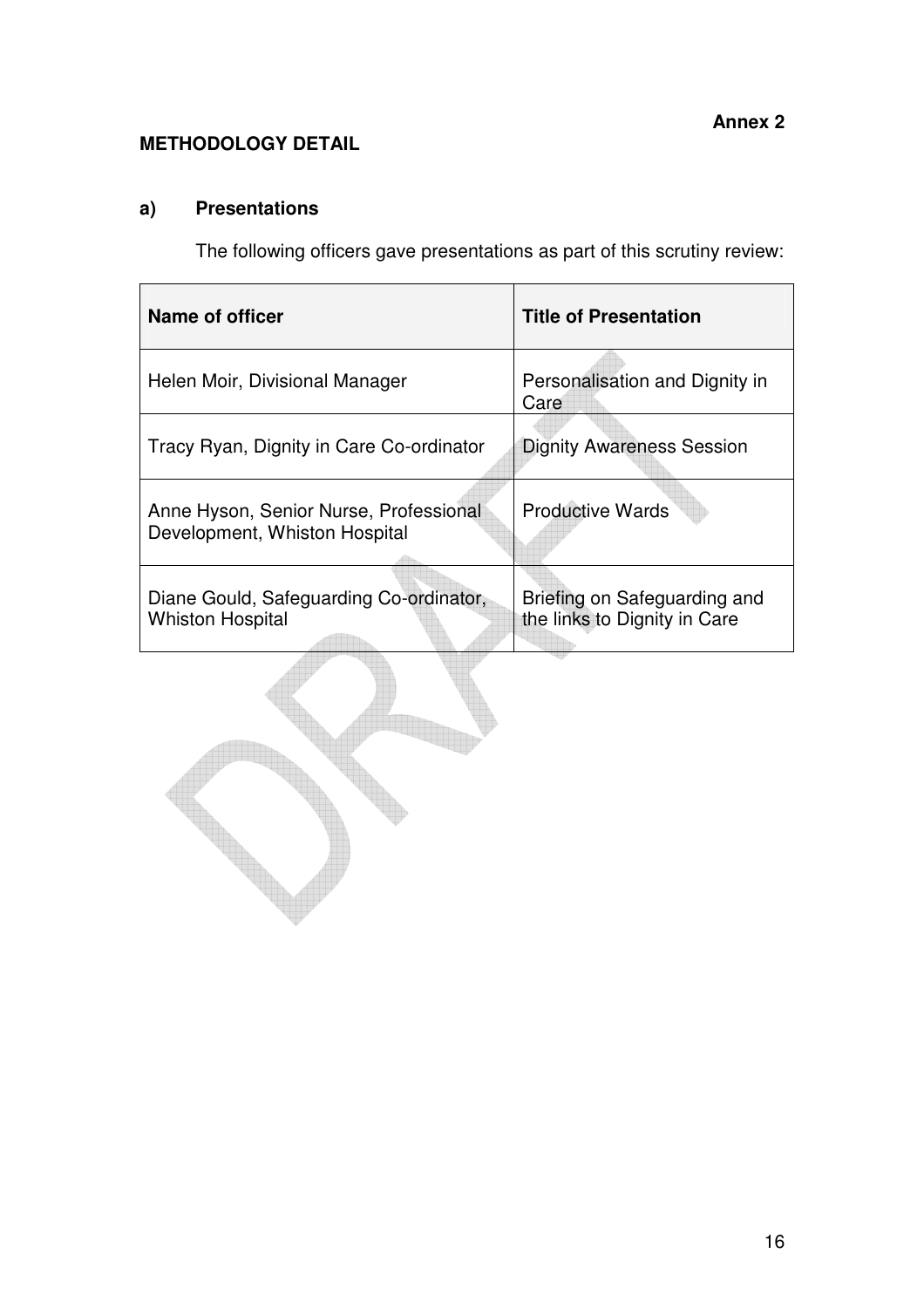**Annex 2**

## METHODOLOGY DETAIL

### a) Presentations

The following officers gave presentations as part of this scrutiny review:

| Name of officer | Title of Presentation |
|---|---|
| Helen Moir, Divisional Manager | Personalisation and Dignity in Care |
| Tracy Ryan, Dignity in Care Co-ordinator | Dignity Awareness Session |
| Anne Hyson, Senior Nurse, Professional Development, Whiston Hospital | Productive Wards |
| Diane Gould, Safeguarding Co-ordinator, Whiston Hospital | Briefing on Safeguarding and the links to Dignity in Care |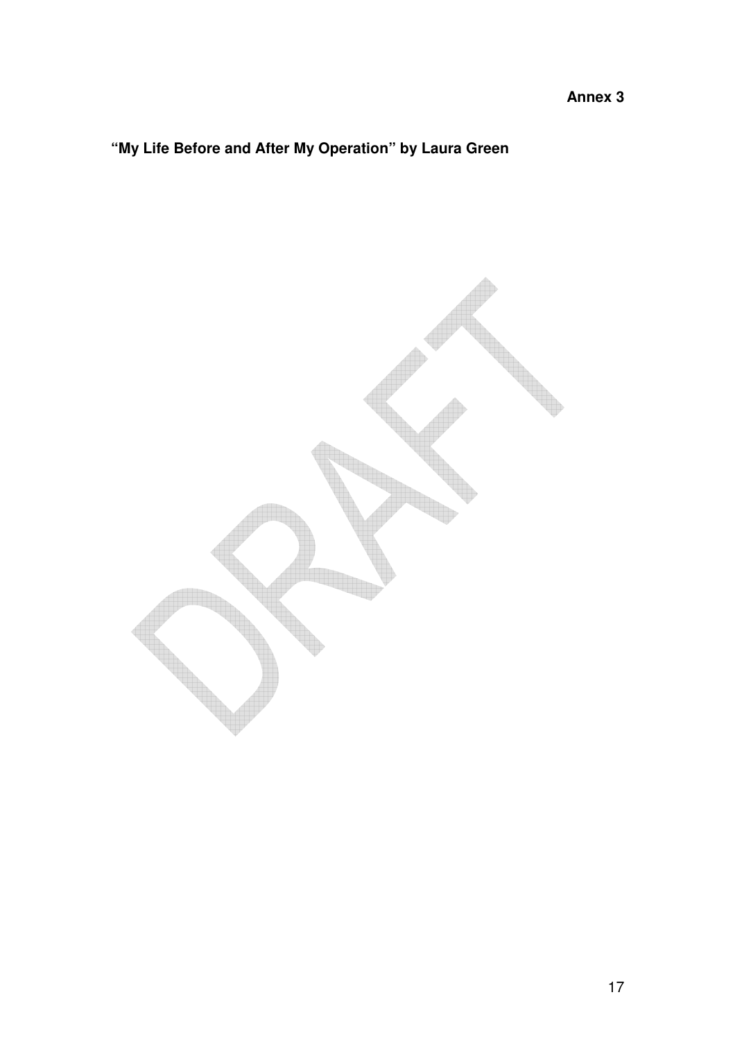**Annex 3**

**"My Life Before and After My Operation" by Laura Green**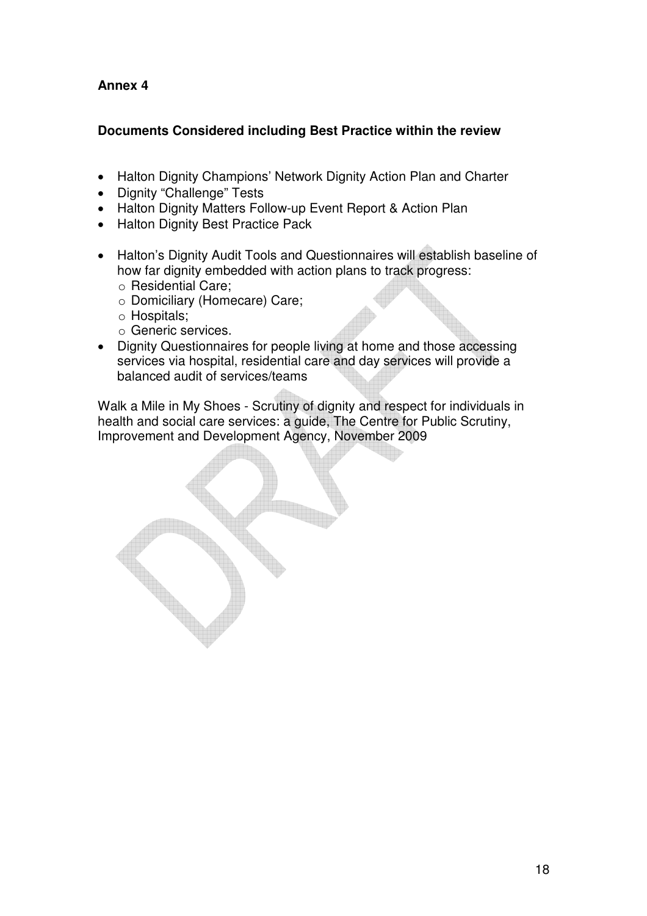**Annex 4**

**Documents Considered including Best Practice within the review**

- Halton Dignity Champions' Network Dignity Action Plan and Charter
- Dignity "Challenge" Tests
- Halton Dignity Matters Follow-up Event Report & Action Plan
- Halton Dignity Best Practice Pack

- Halton's Dignity Audit Tools and Questionnaires will establish baseline of how far dignity embedded with action plans to track progress:
  - Residential Care;
  - Domiciliary (Homecare) Care;
  - Hospitals;
  - Generic services.
- Dignity Questionnaires for people living at home and those accessing services via hospital, residential care and day services will provide a balanced audit of services/teams

Walk a Mile in My Shoes - Scrutiny of dignity and respect for individuals in health and social care services: a guide, The Centre for Public Scrutiny, Improvement and Development Agency, November 2009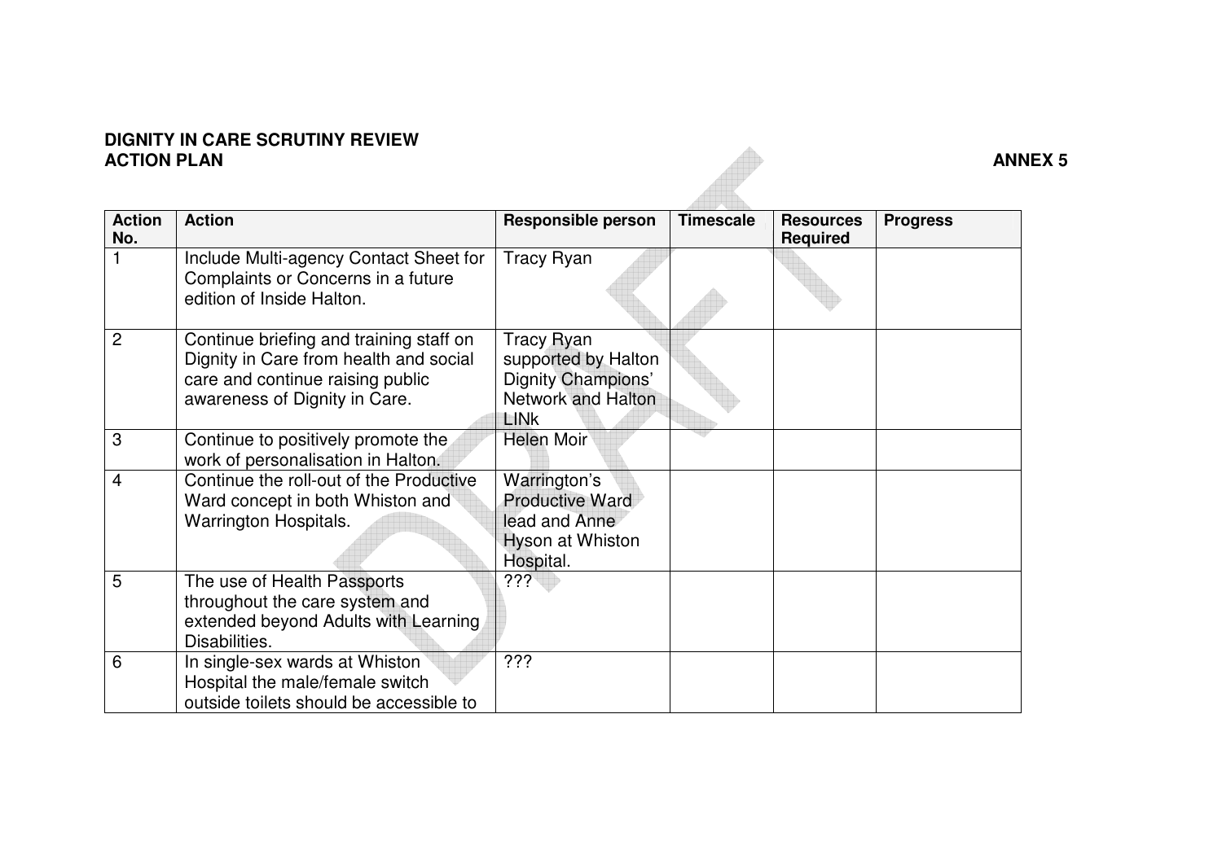**DIGNITY IN CARE SCRUTINY REVIEW**
**ACTION PLAN** **ANNEX 5**

| Action No. | Action | Responsible person | Timescale | Resources Required | Progress |
|---|---|---|---|---|---|
| 1 | Include Multi-agency Contact Sheet for Complaints or Concerns in a future edition of Inside Halton. | Tracy Ryan | | | |
| 2 | Continue briefing and training staff on Dignity in Care from health and social care and continue raising public awareness of Dignity in Care. | Tracy Ryan supported by Halton Dignity Champions' Network and Halton LINk | | | |
| 3 | Continue to positively promote the work of personalisation in Halton. | Helen Moir | | | |
| 4 | Continue the roll-out of the Productive Ward concept in both Whiston and Warrington Hospitals. | Warrington's Productive Ward lead and Anne Hyson at Whiston Hospital. | | | |
| 5 | The use of Health Passports throughout the care system and extended beyond Adults with Learning Disabilities. | ??? | | | |
| 6 | In single-sex wards at Whiston Hospital the male/female switch outside toilets should be accessible to | ??? | | | |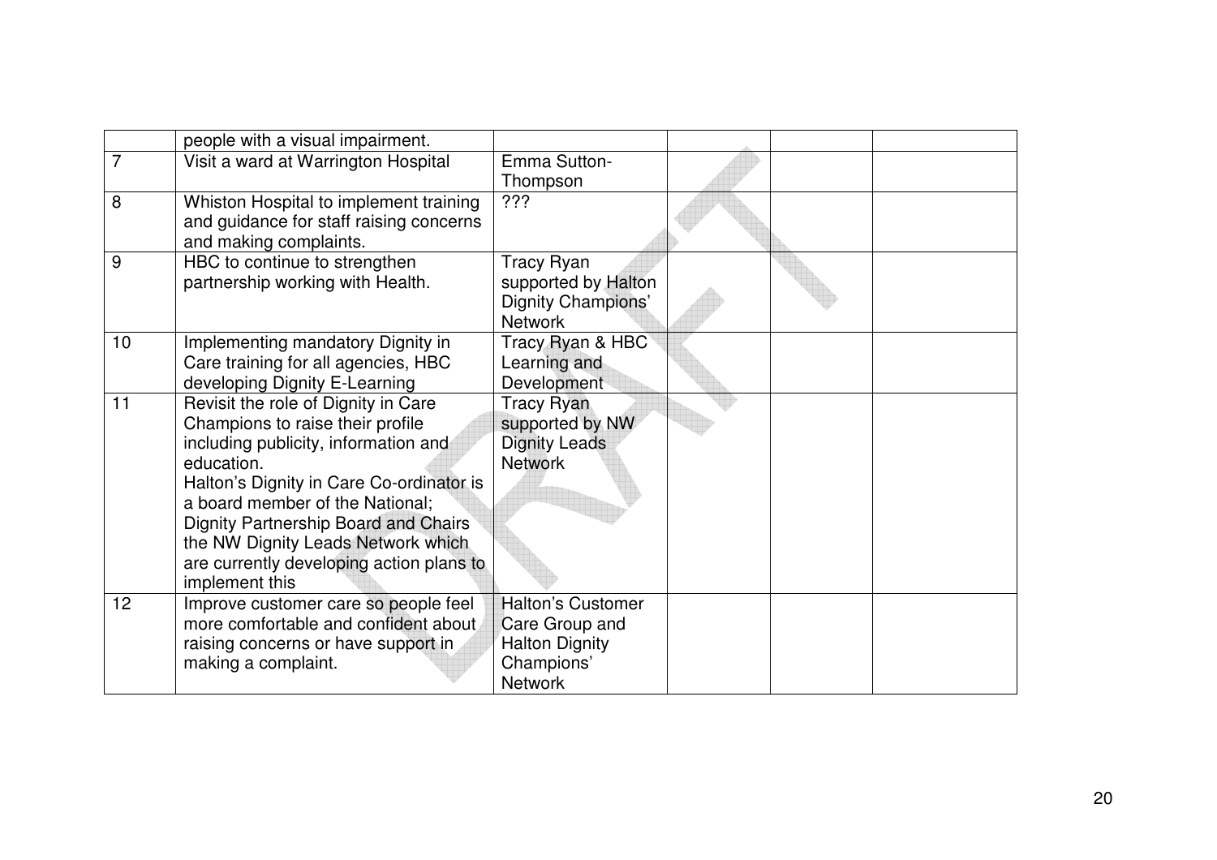| | | | | | |
|---|---|---|---|---|---|
| | people with a visual impairment. | | | | |
| 7 | Visit a ward at Warrington Hospital | Emma Sutton-Thompson | | | |
| 8 | Whiston Hospital to implement training and guidance for staff raising concerns and making complaints. | ??? | | | |
| 9 | HBC to continue to strengthen partnership working with Health. | Tracy Ryan supported by Halton Dignity Champions' Network | | | |
| 10 | Implementing mandatory Dignity in Care training for all agencies, HBC developing Dignity E-Learning | Tracy Ryan & HBC Learning and Development | | | |
| 11 | Revisit the role of Dignity in Care Champions to raise their profile including publicity, information and education.<br>Halton's Dignity in Care Co-ordinator is a board member of the National; Dignity Partnership Board and Chairs the NW Dignity Leads Network which are currently developing action plans to implement this | Tracy Ryan supported by NW Dignity Leads Network | | | |
| 12 | Improve customer care so people feel more comfortable and confident about raising concerns or have support in making a complaint. | Halton's Customer Care Group and Halton Dignity Champions' Network | | | |